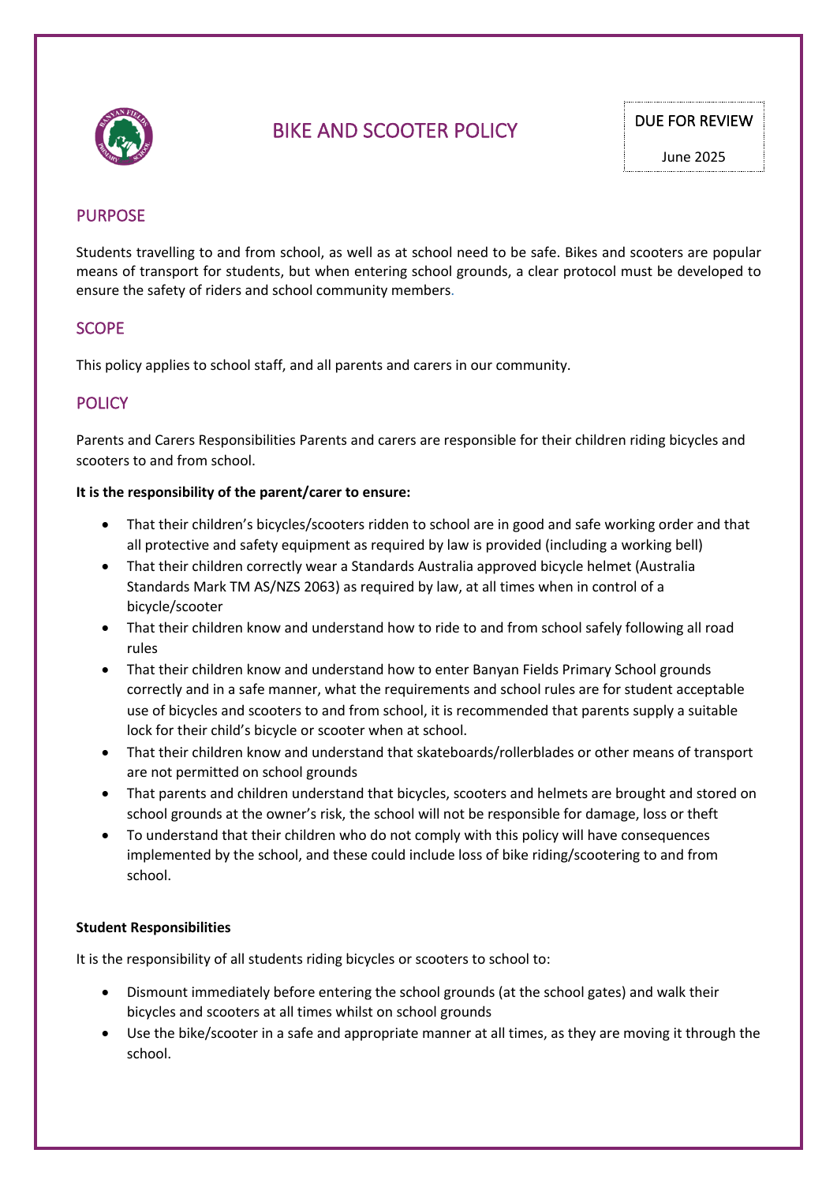# BIKE AND SCOOTER POLICY

DUE FOR REVIEW

June 2025

## PURPOSE

Students travelling to and from school, as well as at school need to be safe. Bikes and scooters are popular means of transport for students, but when entering school grounds, a clear protocol must be developed to ensure the safety of riders and school community members.

## SCOPE

This policy applies to school staff, and all parents and carers in our community.

## POLICY

Parents and Carers Responsibilities Parents and carers are responsible for their children riding bicycles and scooters to and from school.

**It is the responsibility of the parent/carer to ensure:**

- That their children's bicycles/scooters ridden to school are in good and safe working order and that all protective and safety equipment as required by law is provided (including a working bell)
- That their children correctly wear a Standards Australia approved bicycle helmet (Australia Standards Mark TM AS/NZS 2063) as required by law, at all times when in control of a bicycle/scooter
- That their children know and understand how to ride to and from school safely following all road rules
- That their children know and understand how to enter Banyan Fields Primary School grounds correctly and in a safe manner, what the requirements and school rules are for student acceptable use of bicycles and scooters to and from school, it is recommended that parents supply a suitable lock for their child's bicycle or scooter when at school.
- That their children know and understand that skateboards/rollerblades or other means of transport are not permitted on school grounds
- That parents and children understand that bicycles, scooters and helmets are brought and stored on school grounds at the owner's risk, the school will not be responsible for damage, loss or theft
- To understand that their children who do not comply with this policy will have consequences implemented by the school, and these could include loss of bike riding/scootering to and from school.

**Student Responsibilities**

It is the responsibility of all students riding bicycles or scooters to school to:

- Dismount immediately before entering the school grounds (at the school gates) and walk their bicycles and scooters at all times whilst on school grounds
- Use the bike/scooter in a safe and appropriate manner at all times, as they are moving it through the school.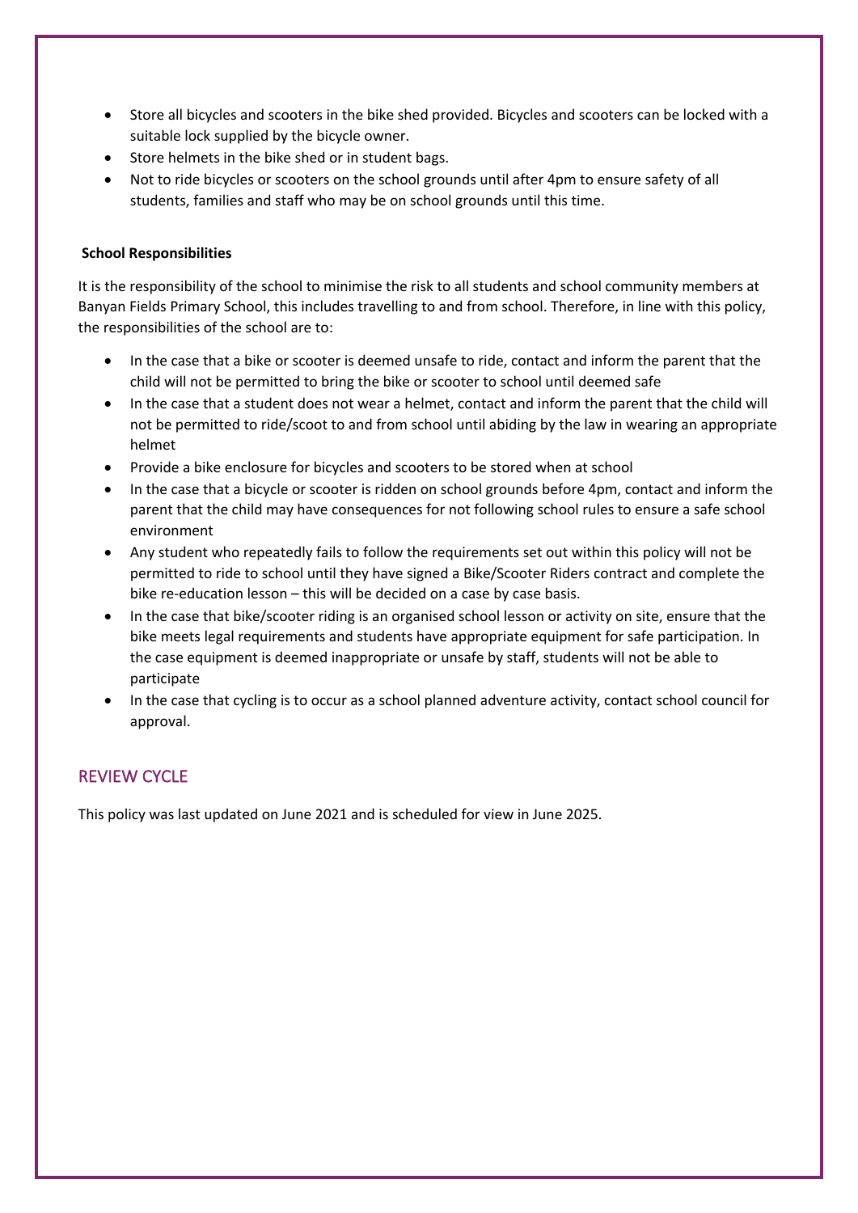- Store all bicycles and scooters in the bike shed provided. Bicycles and scooters can be locked with a suitable lock supplied by the bicycle owner.
- Store helmets in the bike shed or in student bags.
- Not to ride bicycles or scooters on the school grounds until after 4pm to ensure safety of all students, families and staff who may be on school grounds until this time.

**School Responsibilities**

It is the responsibility of the school to minimise the risk to all students and school community members at Banyan Fields Primary School, this includes travelling to and from school. Therefore, in line with this policy, the responsibilities of the school are to:

- In the case that a bike or scooter is deemed unsafe to ride, contact and inform the parent that the child will not be permitted to bring the bike or scooter to school until deemed safe
- In the case that a student does not wear a helmet, contact and inform the parent that the child will not be permitted to ride/scoot to and from school until abiding by the law in wearing an appropriate helmet
- Provide a bike enclosure for bicycles and scooters to be stored when at school
- In the case that a bicycle or scooter is ridden on school grounds before 4pm, contact and inform the parent that the child may have consequences for not following school rules to ensure a safe school environment
- Any student who repeatedly fails to follow the requirements set out within this policy will not be permitted to ride to school until they have signed a Bike/Scooter Riders contract and complete the bike re-education lesson – this will be decided on a case by case basis.
- In the case that bike/scooter riding is an organised school lesson or activity on site, ensure that the bike meets legal requirements and students have appropriate equipment for safe participation. In the case equipment is deemed inappropriate or unsafe by staff, students will not be able to participate
- In the case that cycling is to occur as a school planned adventure activity, contact school council for approval.

## REVIEW CYCLE

This policy was last updated on June 2021 and is scheduled for view in June 2025.